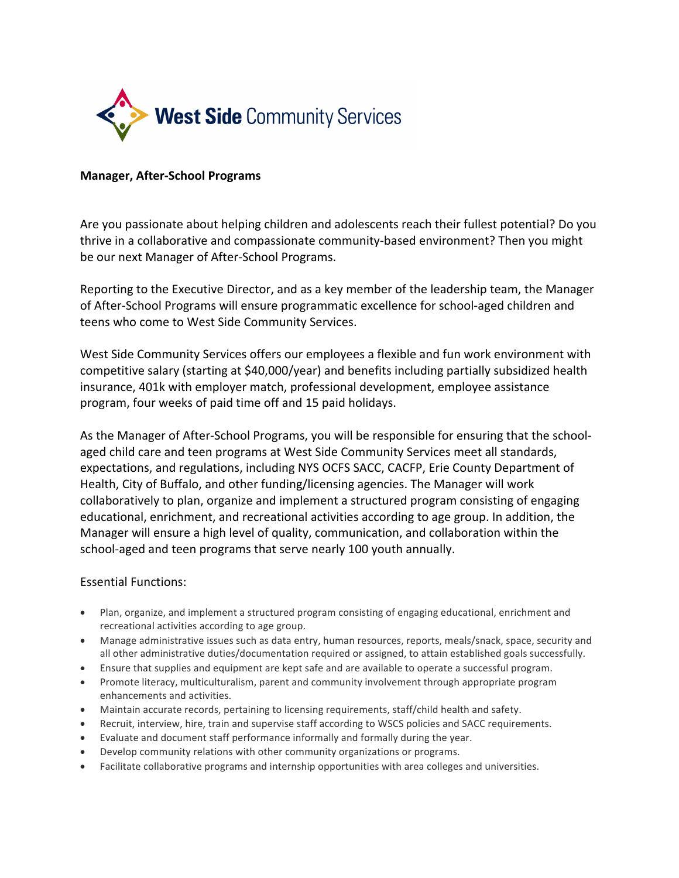West Side Community Services

**Manager, After-School Programs**

Are you passionate about helping children and adolescents reach their fullest potential? Do you thrive in a collaborative and compassionate community-based environment? Then you might be our next Manager of After-School Programs.

Reporting to the Executive Director, and as a key member of the leadership team, the Manager of After-School Programs will ensure programmatic excellence for school-aged children and teens who come to West Side Community Services.

West Side Community Services offers our employees a flexible and fun work environment with competitive salary (starting at $40,000/year) and benefits including partially subsidized health insurance, 401k with employer match, professional development, employee assistance program, four weeks of paid time off and 15 paid holidays.

As the Manager of After-School Programs, you will be responsible for ensuring that the school-aged child care and teen programs at West Side Community Services meet all standards, expectations, and regulations, including NYS OCFS SACC, CACFP, Erie County Department of Health, City of Buffalo, and other funding/licensing agencies. The Manager will work collaboratively to plan, organize and implement a structured program consisting of engaging educational, enrichment, and recreational activities according to age group. In addition, the Manager will ensure a high level of quality, communication, and collaboration within the school-aged and teen programs that serve nearly 100 youth annually.

Essential Functions:

- Plan, organize, and implement a structured program consisting of engaging educational, enrichment and recreational activities according to age group.
- Manage administrative issues such as data entry, human resources, reports, meals/snack, space, security and all other administrative duties/documentation required or assigned, to attain established goals successfully.
- Ensure that supplies and equipment are kept safe and are available to operate a successful program.
- Promote literacy, multiculturalism, parent and community involvement through appropriate program enhancements and activities.
- Maintain accurate records, pertaining to licensing requirements, staff/child health and safety.
- Recruit, interview, hire, train and supervise staff according to WSCS policies and SACC requirements.
- Evaluate and document staff performance informally and formally during the year.
- Develop community relations with other community organizations or programs.
- Facilitate collaborative programs and internship opportunities with area colleges and universities.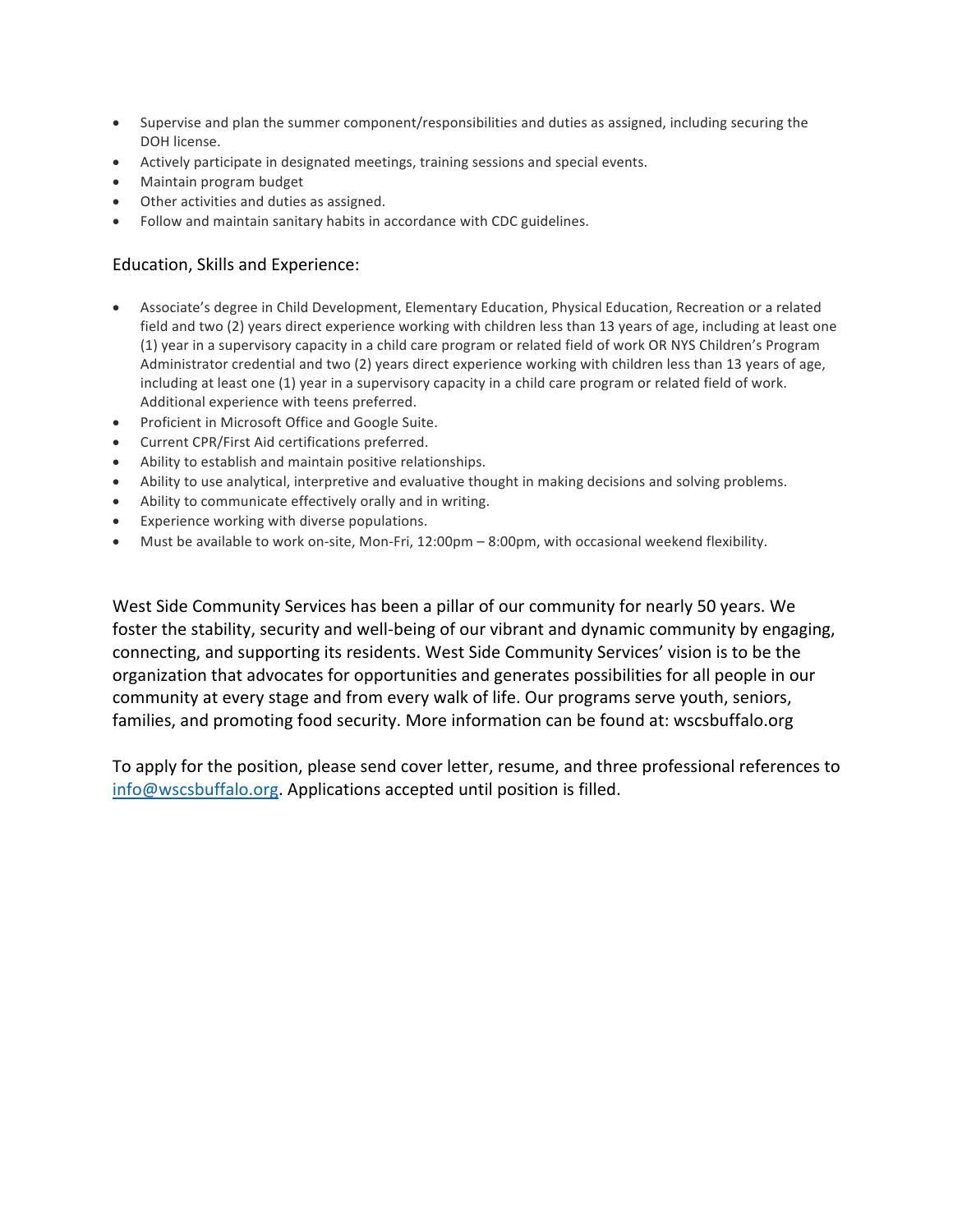- Supervise and plan the summer component/responsibilities and duties as assigned, including securing the DOH license.
- Actively participate in designated meetings, training sessions and special events.
- Maintain program budget
- Other activities and duties as assigned.
- Follow and maintain sanitary habits in accordance with CDC guidelines.

## Education, Skills and Experience:

- Associate's degree in Child Development, Elementary Education, Physical Education, Recreation or a related field and two (2) years direct experience working with children less than 13 years of age, including at least one (1) year in a supervisory capacity in a child care program or related field of work OR NYS Children's Program Administrator credential and two (2) years direct experience working with children less than 13 years of age, including at least one (1) year in a supervisory capacity in a child care program or related field of work. Additional experience with teens preferred.
- Proficient in Microsoft Office and Google Suite.
- Current CPR/First Aid certifications preferred.
- Ability to establish and maintain positive relationships.
- Ability to use analytical, interpretive and evaluative thought in making decisions and solving problems.
- Ability to communicate effectively orally and in writing.
- Experience working with diverse populations.
- Must be available to work on-site, Mon-Fri, 12:00pm – 8:00pm, with occasional weekend flexibility.

West Side Community Services has been a pillar of our community for nearly 50 years. We foster the stability, security and well-being of our vibrant and dynamic community by engaging, connecting, and supporting its residents. West Side Community Services' vision is to be the organization that advocates for opportunities and generates possibilities for all people in our community at every stage and from every walk of life. Our programs serve youth, seniors, families, and promoting food security. More information can be found at: wscsbuffalo.org

To apply for the position, please send cover letter, resume, and three professional references to info@wscsbuffalo.org. Applications accepted until position is filled.